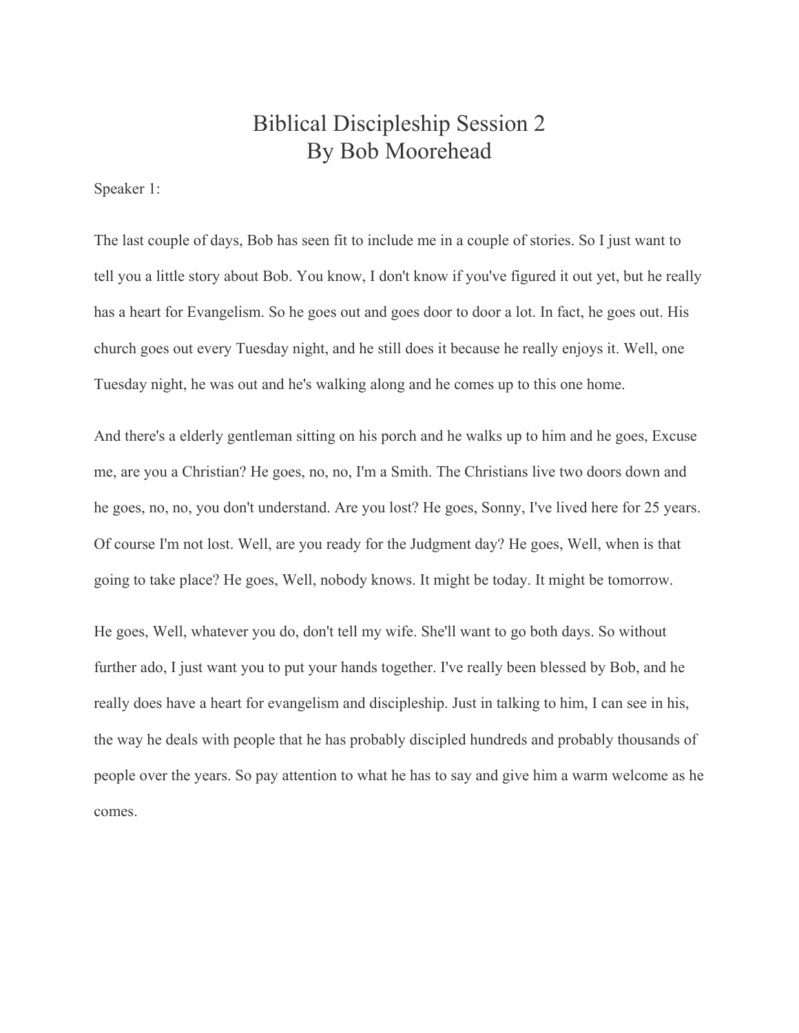# Biblical Discipleship Session 2
# By Bob Moorehead

Speaker 1:

The last couple of days, Bob has seen fit to include me in a couple of stories. So I just want to tell you a little story about Bob. You know, I don't know if you've figured it out yet, but he really has a heart for Evangelism. So he goes out and goes door to door a lot. In fact, he goes out. His church goes out every Tuesday night, and he still does it because he really enjoys it. Well, one Tuesday night, he was out and he's walking along and he comes up to this one home.

And there's a elderly gentleman sitting on his porch and he walks up to him and he goes, Excuse me, are you a Christian? He goes, no, no, I'm a Smith. The Christians live two doors down and he goes, no, no, you don't understand. Are you lost? He goes, Sonny, I've lived here for 25 years. Of course I'm not lost. Well, are you ready for the Judgment day? He goes, Well, when is that going to take place? He goes, Well, nobody knows. It might be today. It might be tomorrow.

He goes, Well, whatever you do, don't tell my wife. She'll want to go both days. So without further ado, I just want you to put your hands together. I've really been blessed by Bob, and he really does have a heart for evangelism and discipleship. Just in talking to him, I can see in his, the way he deals with people that he has probably discipled hundreds and probably thousands of people over the years. So pay attention to what he has to say and give him a warm welcome as he comes.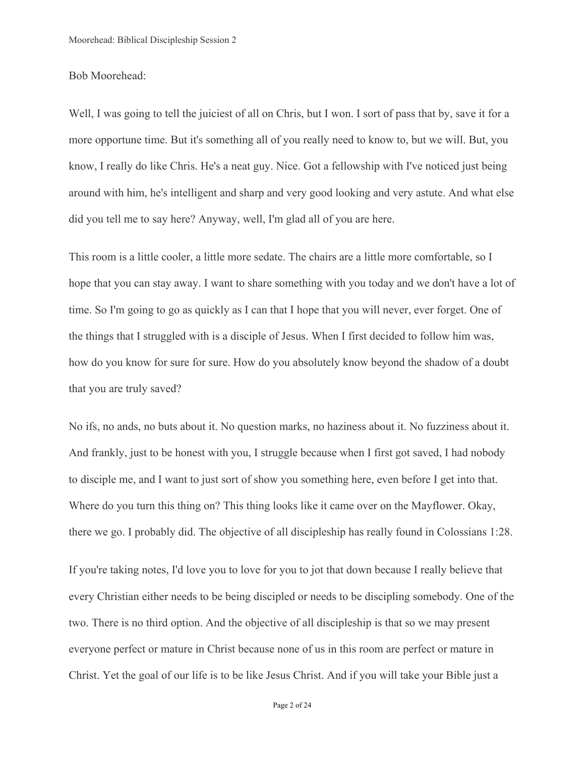Bob Moorehead:

Well, I was going to tell the juiciest of all on Chris, but I won. I sort of pass that by, save it for a more opportune time. But it's something all of you really need to know to, but we will. But, you know, I really do like Chris. He's a neat guy. Nice. Got a fellowship with I've noticed just being around with him, he's intelligent and sharp and very good looking and very astute. And what else did you tell me to say here? Anyway, well, I'm glad all of you are here.

This room is a little cooler, a little more sedate. The chairs are a little more comfortable, so I hope that you can stay away. I want to share something with you today and we don't have a lot of time. So I'm going to go as quickly as I can that I hope that you will never, ever forget. One of the things that I struggled with is a disciple of Jesus. When I first decided to follow him was, how do you know for sure for sure. How do you absolutely know beyond the shadow of a doubt that you are truly saved?

No ifs, no ands, no buts about it. No question marks, no haziness about it. No fuzziness about it. And frankly, just to be honest with you, I struggle because when I first got saved, I had nobody to disciple me, and I want to just sort of show you something here, even before I get into that. Where do you turn this thing on? This thing looks like it came over on the Mayflower. Okay, there we go. I probably did. The objective of all discipleship has really found in Colossians 1:28.

If you're taking notes, I'd love you to love for you to jot that down because I really believe that every Christian either needs to be being discipled or needs to be discipling somebody. One of the two. There is no third option. And the objective of all discipleship is that so we may present everyone perfect or mature in Christ because none of us in this room are perfect or mature in Christ. Yet the goal of our life is to be like Jesus Christ. And if you will take your Bible just a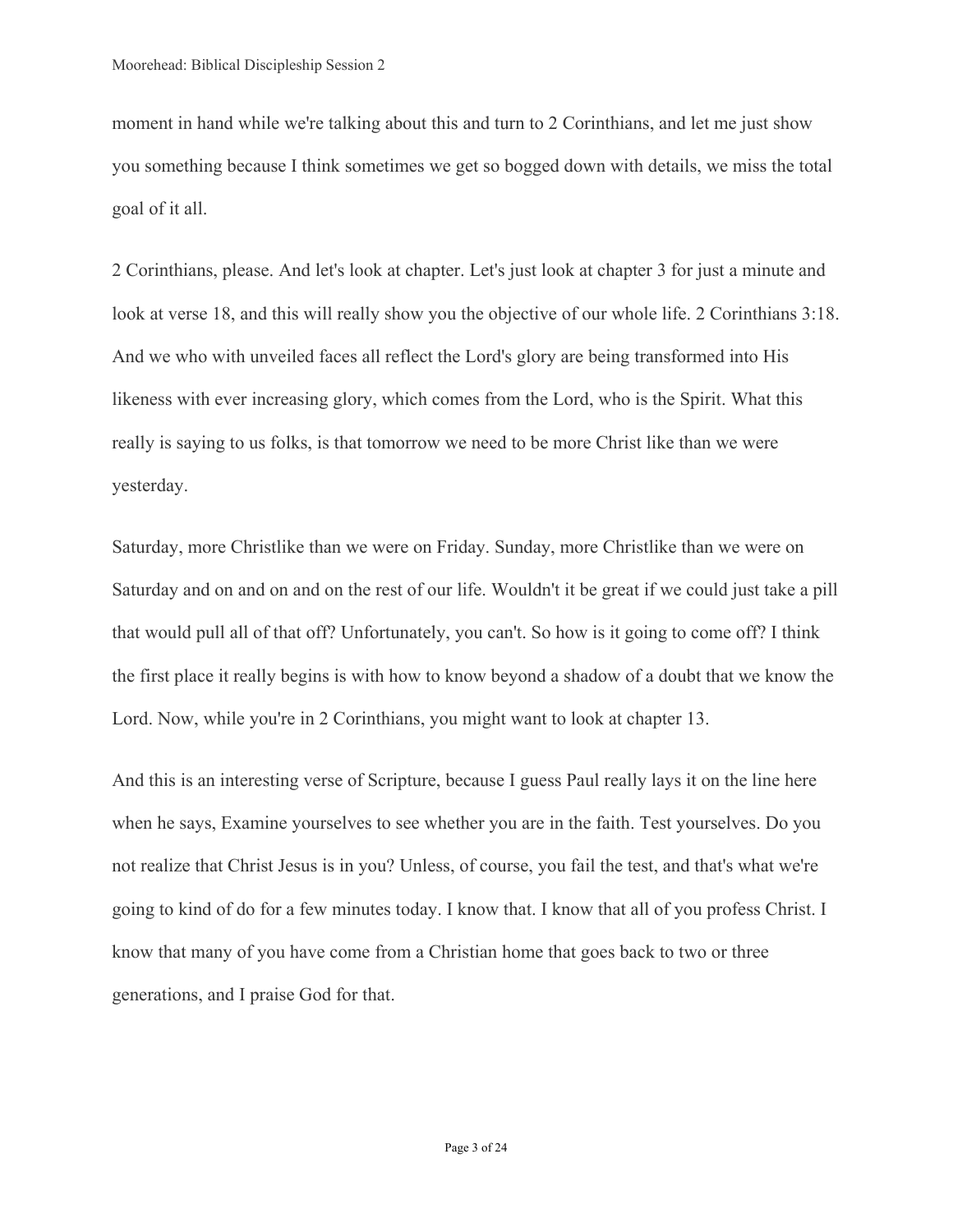moment in hand while we're talking about this and turn to 2 Corinthians, and let me just show you something because I think sometimes we get so bogged down with details, we miss the total goal of it all.

2 Corinthians, please. And let's look at chapter. Let's just look at chapter 3 for just a minute and look at verse 18, and this will really show you the objective of our whole life. 2 Corinthians 3:18. And we who with unveiled faces all reflect the Lord's glory are being transformed into His likeness with ever increasing glory, which comes from the Lord, who is the Spirit. What this really is saying to us folks, is that tomorrow we need to be more Christ like than we were yesterday.

Saturday, more Christlike than we were on Friday. Sunday, more Christlike than we were on Saturday and on and on and on the rest of our life. Wouldn't it be great if we could just take a pill that would pull all of that off? Unfortunately, you can't. So how is it going to come off? I think the first place it really begins is with how to know beyond a shadow of a doubt that we know the Lord. Now, while you're in 2 Corinthians, you might want to look at chapter 13.

And this is an interesting verse of Scripture, because I guess Paul really lays it on the line here when he says, Examine yourselves to see whether you are in the faith. Test yourselves. Do you not realize that Christ Jesus is in you? Unless, of course, you fail the test, and that's what we're going to kind of do for a few minutes today. I know that. I know that all of you profess Christ. I know that many of you have come from a Christian home that goes back to two or three generations, and I praise God for that.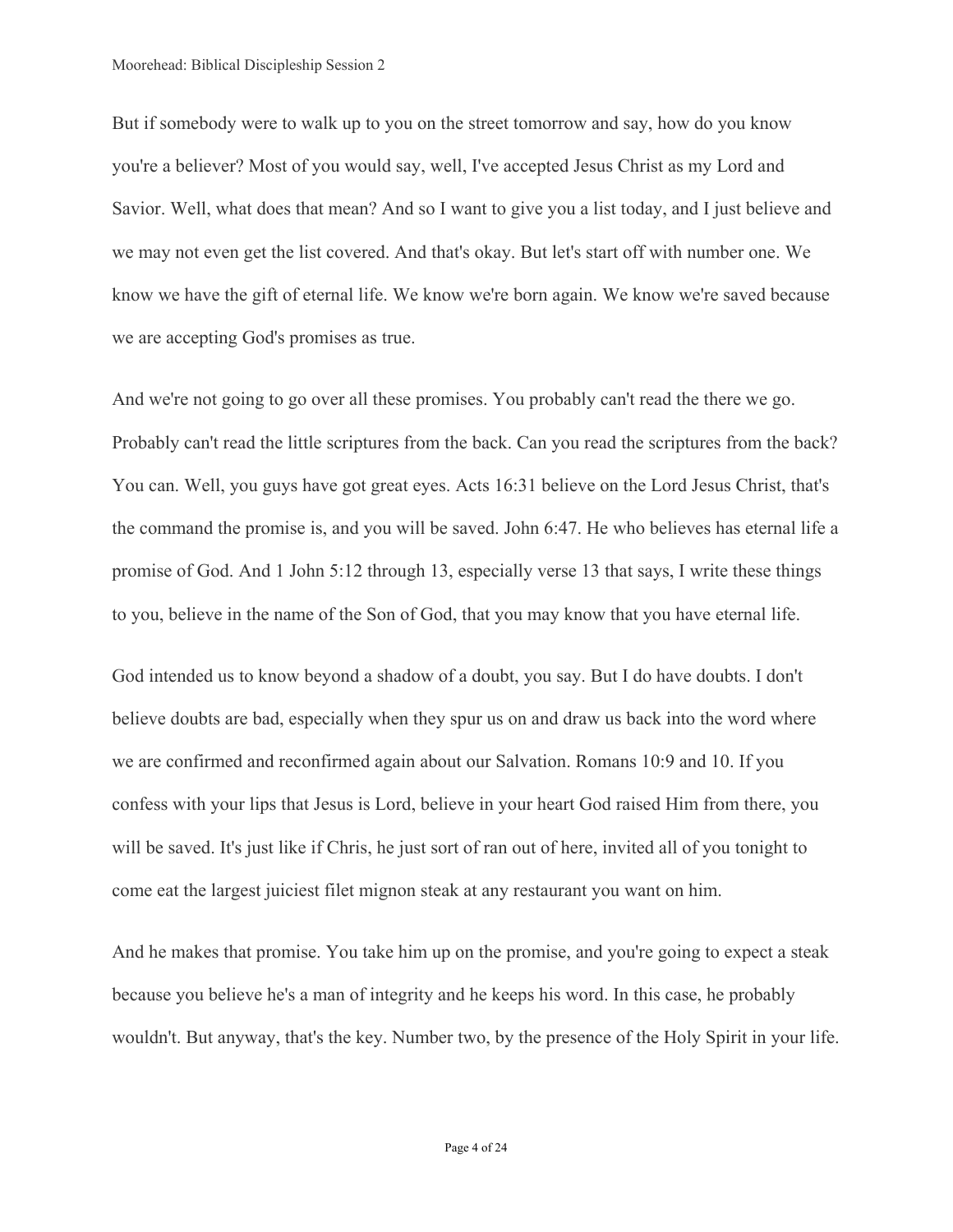But if somebody were to walk up to you on the street tomorrow and say, how do you know you're a believer? Most of you would say, well, I've accepted Jesus Christ as my Lord and Savior. Well, what does that mean? And so I want to give you a list today, and I just believe and we may not even get the list covered. And that's okay. But let's start off with number one. We know we have the gift of eternal life. We know we're born again. We know we're saved because we are accepting God's promises as true.

And we're not going to go over all these promises. You probably can't read the there we go. Probably can't read the little scriptures from the back. Can you read the scriptures from the back? You can. Well, you guys have got great eyes. Acts 16:31 believe on the Lord Jesus Christ, that's the command the promise is, and you will be saved. John 6:47. He who believes has eternal life a promise of God. And 1 John 5:12 through 13, especially verse 13 that says, I write these things to you, believe in the name of the Son of God, that you may know that you have eternal life.

God intended us to know beyond a shadow of a doubt, you say. But I do have doubts. I don't believe doubts are bad, especially when they spur us on and draw us back into the word where we are confirmed and reconfirmed again about our Salvation. Romans 10:9 and 10. If you confess with your lips that Jesus is Lord, believe in your heart God raised Him from there, you will be saved. It's just like if Chris, he just sort of ran out of here, invited all of you tonight to come eat the largest juiciest filet mignon steak at any restaurant you want on him.

And he makes that promise. You take him up on the promise, and you're going to expect a steak because you believe he's a man of integrity and he keeps his word. In this case, he probably wouldn't. But anyway, that's the key. Number two, by the presence of the Holy Spirit in your life.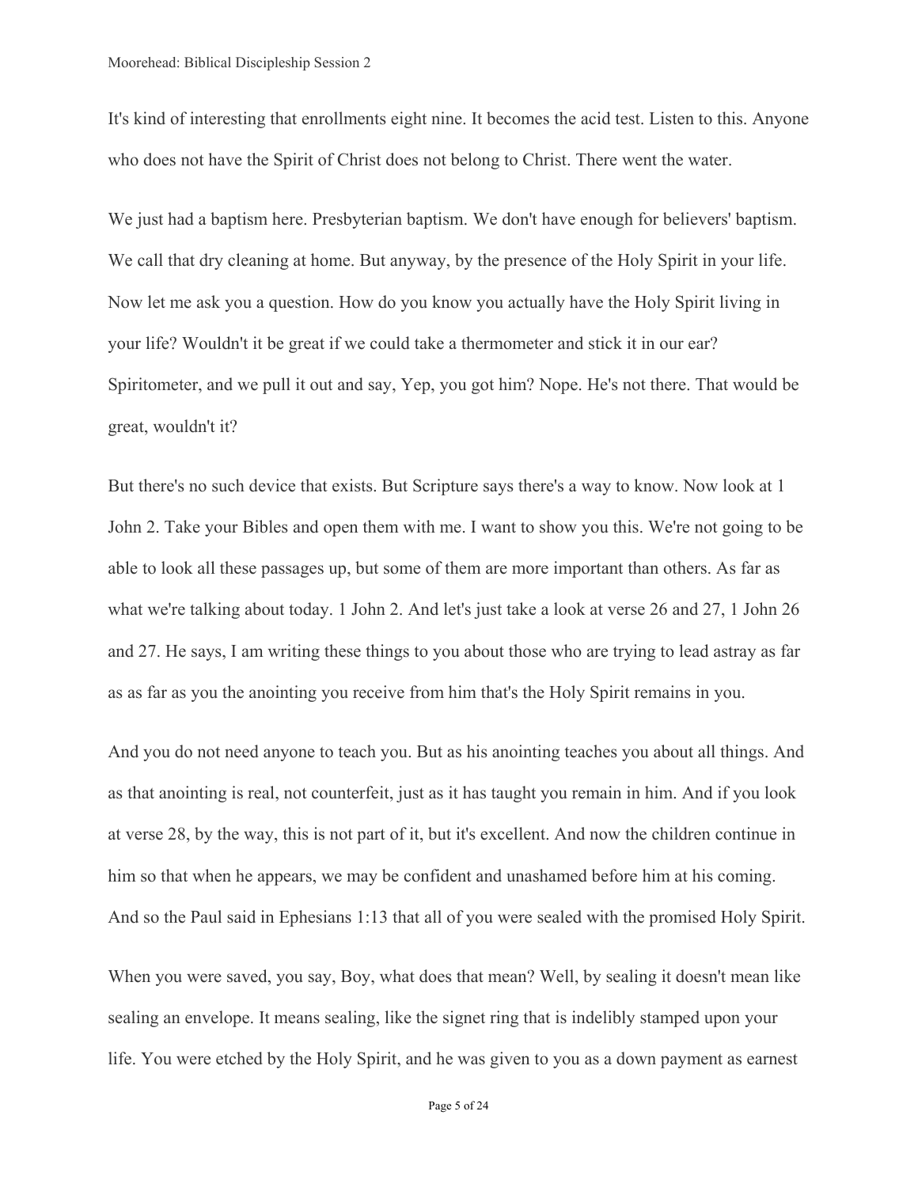It's kind of interesting that enrollments eight nine. It becomes the acid test. Listen to this. Anyone who does not have the Spirit of Christ does not belong to Christ. There went the water.

We just had a baptism here. Presbyterian baptism. We don't have enough for believers' baptism. We call that dry cleaning at home. But anyway, by the presence of the Holy Spirit in your life. Now let me ask you a question. How do you know you actually have the Holy Spirit living in your life? Wouldn't it be great if we could take a thermometer and stick it in our ear? Spiritometer, and we pull it out and say, Yep, you got him? Nope. He's not there. That would be great, wouldn't it?

But there's no such device that exists. But Scripture says there's a way to know. Now look at 1 John 2. Take your Bibles and open them with me. I want to show you this. We're not going to be able to look all these passages up, but some of them are more important than others. As far as what we're talking about today. 1 John 2. And let's just take a look at verse 26 and 27, 1 John 26 and 27. He says, I am writing these things to you about those who are trying to lead astray as far as as far as you the anointing you receive from him that's the Holy Spirit remains in you.

And you do not need anyone to teach you. But as his anointing teaches you about all things. And as that anointing is real, not counterfeit, just as it has taught you remain in him. And if you look at verse 28, by the way, this is not part of it, but it's excellent. And now the children continue in him so that when he appears, we may be confident and unashamed before him at his coming. And so the Paul said in Ephesians 1:13 that all of you were sealed with the promised Holy Spirit.

When you were saved, you say, Boy, what does that mean? Well, by sealing it doesn't mean like sealing an envelope. It means sealing, like the signet ring that is indelibly stamped upon your life. You were etched by the Holy Spirit, and he was given to you as a down payment as earnest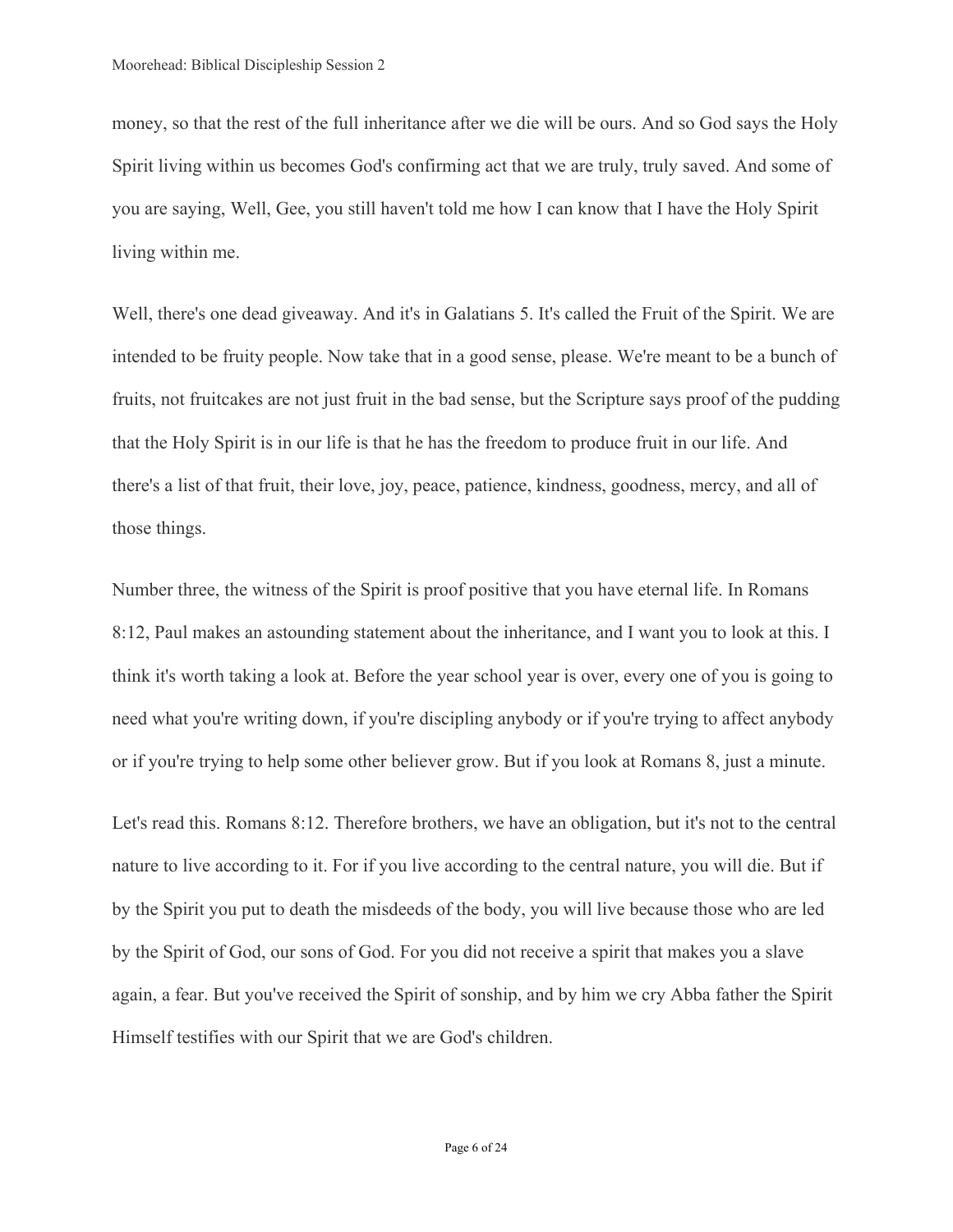money, so that the rest of the full inheritance after we die will be ours. And so God says the Holy Spirit living within us becomes God's confirming act that we are truly, truly saved. And some of you are saying, Well, Gee, you still haven't told me how I can know that I have the Holy Spirit living within me.

Well, there's one dead giveaway. And it's in Galatians 5. It's called the Fruit of the Spirit. We are intended to be fruity people. Now take that in a good sense, please. We're meant to be a bunch of fruits, not fruitcakes are not just fruit in the bad sense, but the Scripture says proof of the pudding that the Holy Spirit is in our life is that he has the freedom to produce fruit in our life. And there's a list of that fruit, their love, joy, peace, patience, kindness, goodness, mercy, and all of those things.

Number three, the witness of the Spirit is proof positive that you have eternal life. In Romans 8:12, Paul makes an astounding statement about the inheritance, and I want you to look at this. I think it's worth taking a look at. Before the year school year is over, every one of you is going to need what you're writing down, if you're discipling anybody or if you're trying to affect anybody or if you're trying to help some other believer grow. But if you look at Romans 8, just a minute.

Let's read this. Romans 8:12. Therefore brothers, we have an obligation, but it's not to the central nature to live according to it. For if you live according to the central nature, you will die. But if by the Spirit you put to death the misdeeds of the body, you will live because those who are led by the Spirit of God, our sons of God. For you did not receive a spirit that makes you a slave again, a fear. But you've received the Spirit of sonship, and by him we cry Abba father the Spirit Himself testifies with our Spirit that we are God's children.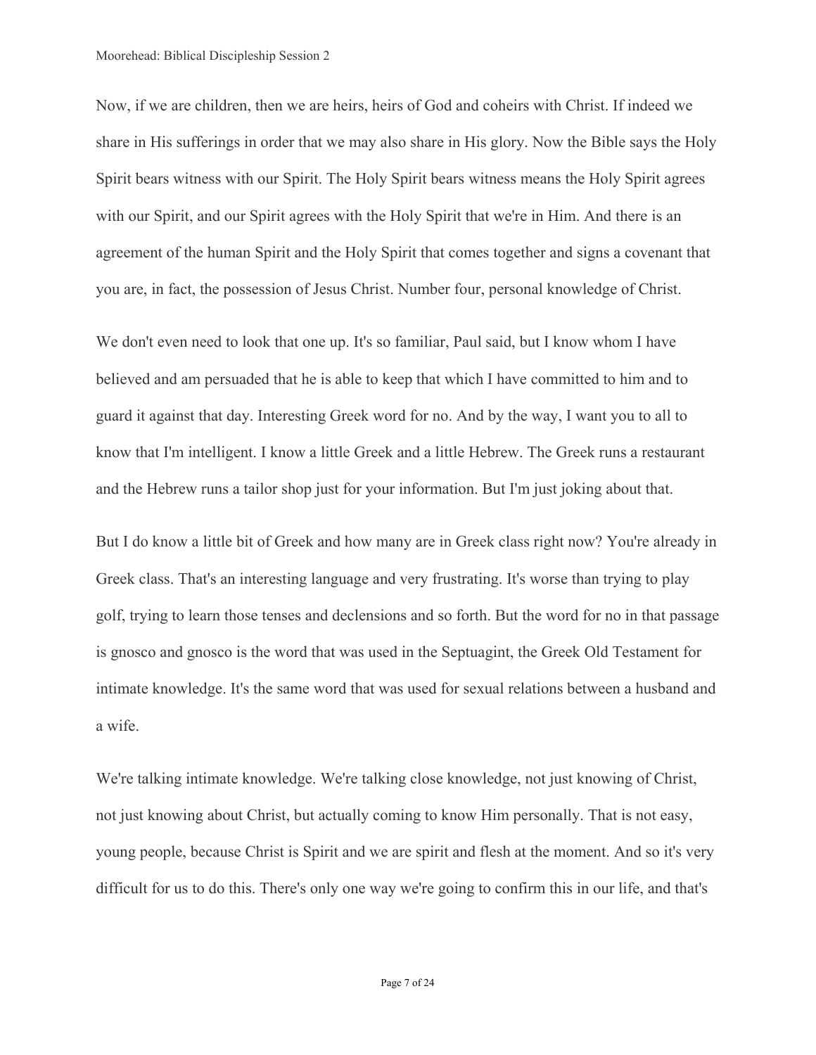Now, if we are children, then we are heirs, heirs of God and coheirs with Christ. If indeed we share in His sufferings in order that we may also share in His glory. Now the Bible says the Holy Spirit bears witness with our Spirit. The Holy Spirit bears witness means the Holy Spirit agrees with our Spirit, and our Spirit agrees with the Holy Spirit that we're in Him. And there is an agreement of the human Spirit and the Holy Spirit that comes together and signs a covenant that you are, in fact, the possession of Jesus Christ. Number four, personal knowledge of Christ.

We don't even need to look that one up. It's so familiar, Paul said, but I know whom I have believed and am persuaded that he is able to keep that which I have committed to him and to guard it against that day. Interesting Greek word for no. And by the way, I want you to all to know that I'm intelligent. I know a little Greek and a little Hebrew. The Greek runs a restaurant and the Hebrew runs a tailor shop just for your information. But I'm just joking about that.

But I do know a little bit of Greek and how many are in Greek class right now? You're already in Greek class. That's an interesting language and very frustrating. It's worse than trying to play golf, trying to learn those tenses and declensions and so forth. But the word for no in that passage is gnosco and gnosco is the word that was used in the Septuagint, the Greek Old Testament for intimate knowledge. It's the same word that was used for sexual relations between a husband and a wife.

We're talking intimate knowledge. We're talking close knowledge, not just knowing of Christ, not just knowing about Christ, but actually coming to know Him personally. That is not easy, young people, because Christ is Spirit and we are spirit and flesh at the moment. And so it's very difficult for us to do this. There's only one way we're going to confirm this in our life, and that's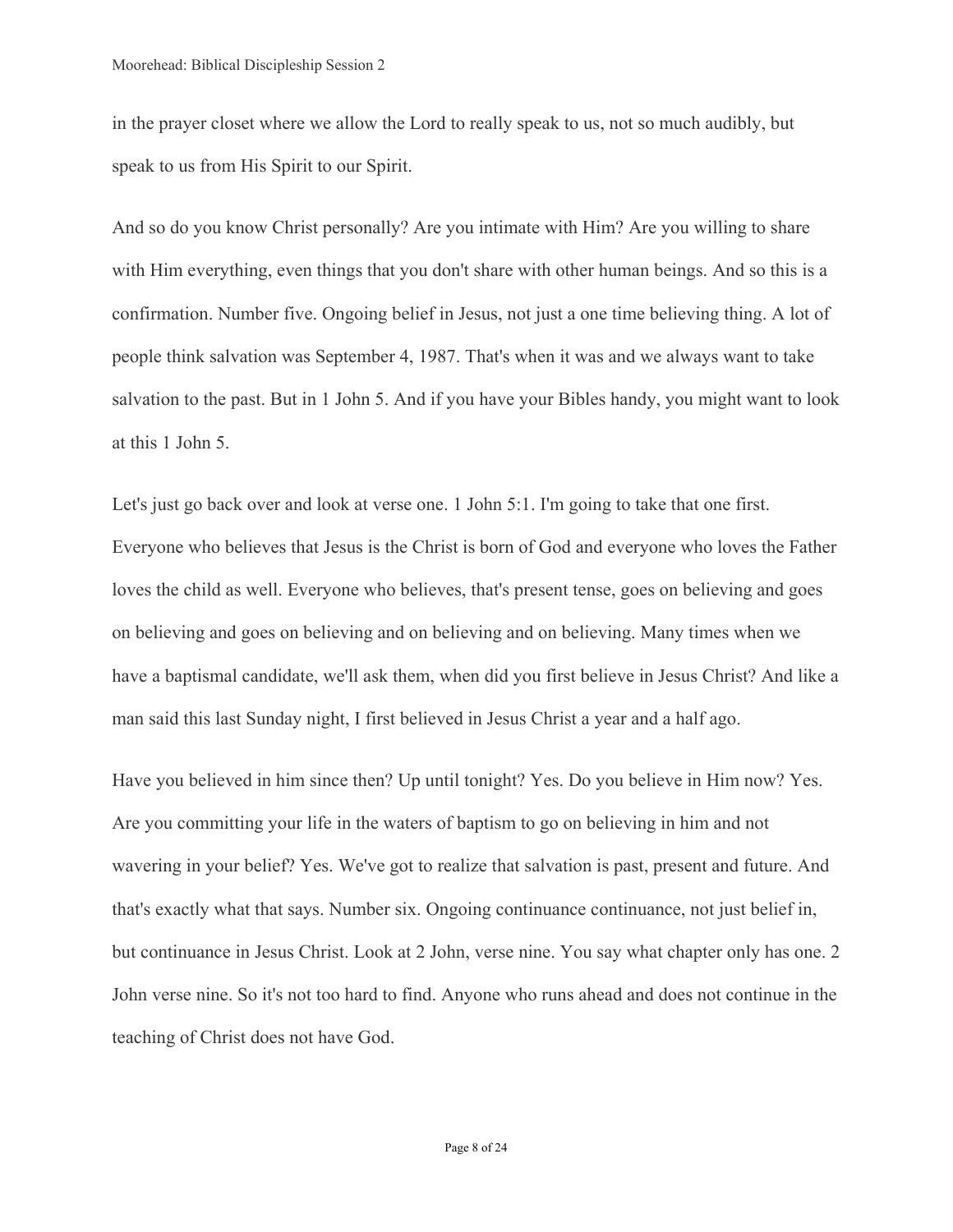in the prayer closet where we allow the Lord to really speak to us, not so much audibly, but speak to us from His Spirit to our Spirit.

And so do you know Christ personally? Are you intimate with Him? Are you willing to share with Him everything, even things that you don't share with other human beings. And so this is a confirmation. Number five. Ongoing belief in Jesus, not just a one time believing thing. A lot of people think salvation was September 4, 1987. That's when it was and we always want to take salvation to the past. But in 1 John 5. And if you have your Bibles handy, you might want to look at this 1 John 5.

Let's just go back over and look at verse one. 1 John 5:1. I'm going to take that one first. Everyone who believes that Jesus is the Christ is born of God and everyone who loves the Father loves the child as well. Everyone who believes, that's present tense, goes on believing and goes on believing and goes on believing and on believing and on believing. Many times when we have a baptismal candidate, we'll ask them, when did you first believe in Jesus Christ? And like a man said this last Sunday night, I first believed in Jesus Christ a year and a half ago.

Have you believed in him since then? Up until tonight? Yes. Do you believe in Him now? Yes. Are you committing your life in the waters of baptism to go on believing in him and not wavering in your belief? Yes. We've got to realize that salvation is past, present and future. And that's exactly what that says. Number six. Ongoing continuance continuance, not just belief in, but continuance in Jesus Christ. Look at 2 John, verse nine. You say what chapter only has one. 2 John verse nine. So it's not too hard to find. Anyone who runs ahead and does not continue in the teaching of Christ does not have God.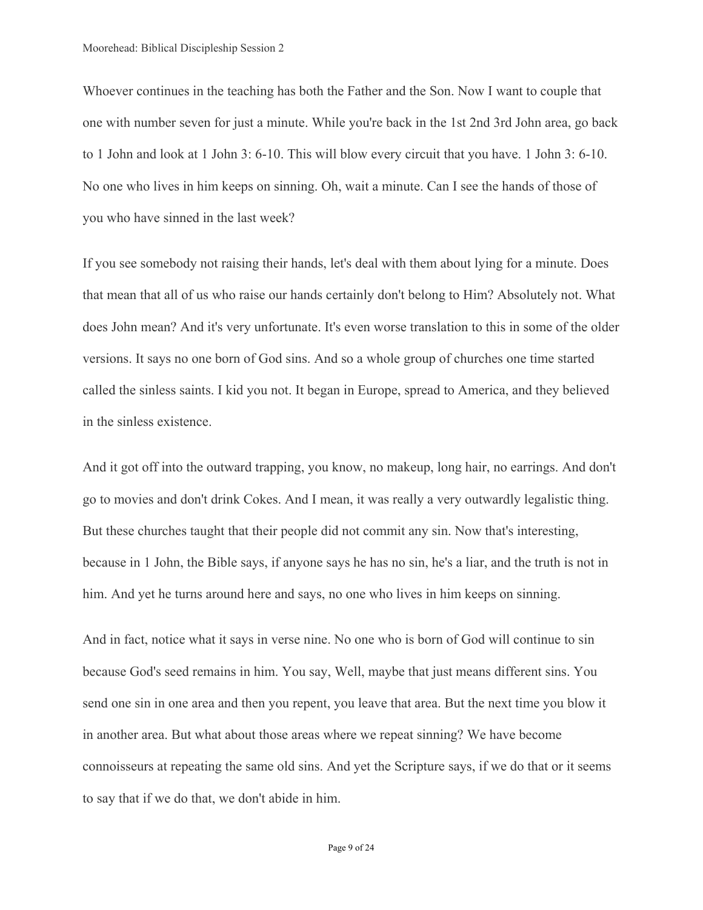Whoever continues in the teaching has both the Father and the Son. Now I want to couple that one with number seven for just a minute. While you're back in the 1st 2nd 3rd John area, go back to 1 John and look at 1 John 3: 6-10. This will blow every circuit that you have. 1 John 3: 6-10. No one who lives in him keeps on sinning. Oh, wait a minute. Can I see the hands of those of you who have sinned in the last week?

If you see somebody not raising their hands, let's deal with them about lying for a minute. Does that mean that all of us who raise our hands certainly don't belong to Him? Absolutely not. What does John mean? And it's very unfortunate. It's even worse translation to this in some of the older versions. It says no one born of God sins. And so a whole group of churches one time started called the sinless saints. I kid you not. It began in Europe, spread to America, and they believed in the sinless existence.

And it got off into the outward trapping, you know, no makeup, long hair, no earrings. And don't go to movies and don't drink Cokes. And I mean, it was really a very outwardly legalistic thing. But these churches taught that their people did not commit any sin. Now that's interesting, because in 1 John, the Bible says, if anyone says he has no sin, he's a liar, and the truth is not in him. And yet he turns around here and says, no one who lives in him keeps on sinning.

And in fact, notice what it says in verse nine. No one who is born of God will continue to sin because God's seed remains in him. You say, Well, maybe that just means different sins. You send one sin in one area and then you repent, you leave that area. But the next time you blow it in another area. But what about those areas where we repeat sinning? We have become connoisseurs at repeating the same old sins. And yet the Scripture says, if we do that or it seems to say that if we do that, we don't abide in him.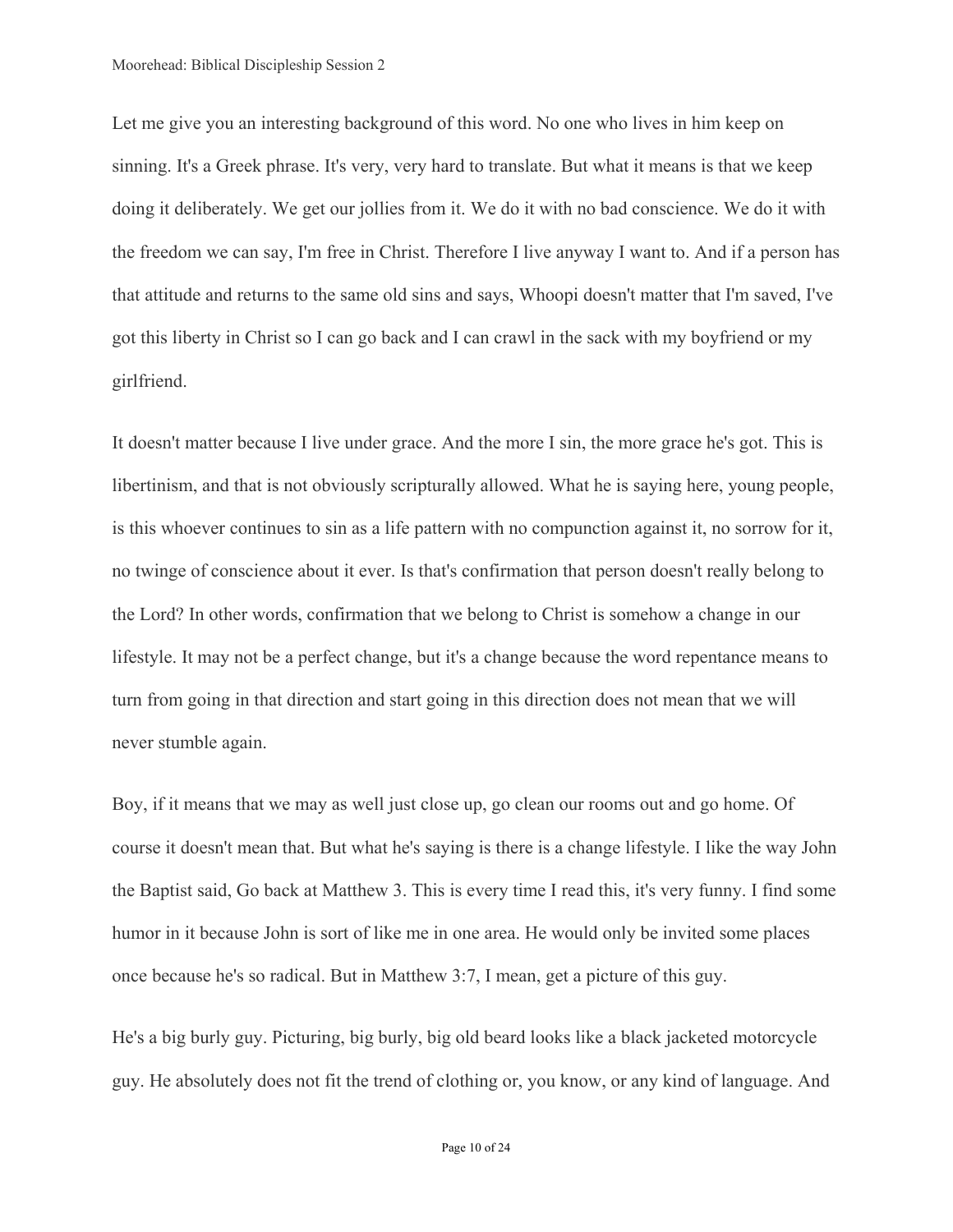Let me give you an interesting background of this word. No one who lives in him keep on sinning. It's a Greek phrase. It's very, very hard to translate. But what it means is that we keep doing it deliberately. We get our jollies from it. We do it with no bad conscience. We do it with the freedom we can say, I'm free in Christ. Therefore I live anyway I want to. And if a person has that attitude and returns to the same old sins and says, Whoopi doesn't matter that I'm saved, I've got this liberty in Christ so I can go back and I can crawl in the sack with my boyfriend or my girlfriend.

It doesn't matter because I live under grace. And the more I sin, the more grace he's got. This is libertinism, and that is not obviously scripturally allowed. What he is saying here, young people, is this whoever continues to sin as a life pattern with no compunction against it, no sorrow for it, no twinge of conscience about it ever. Is that's confirmation that person doesn't really belong to the Lord? In other words, confirmation that we belong to Christ is somehow a change in our lifestyle. It may not be a perfect change, but it's a change because the word repentance means to turn from going in that direction and start going in this direction does not mean that we will never stumble again.

Boy, if it means that we may as well just close up, go clean our rooms out and go home. Of course it doesn't mean that. But what he's saying is there is a change lifestyle. I like the way John the Baptist said, Go back at Matthew 3. This is every time I read this, it's very funny. I find some humor in it because John is sort of like me in one area. He would only be invited some places once because he's so radical. But in Matthew 3:7, I mean, get a picture of this guy.

He's a big burly guy. Picturing, big burly, big old beard looks like a black jacketed motorcycle guy. He absolutely does not fit the trend of clothing or, you know, or any kind of language. And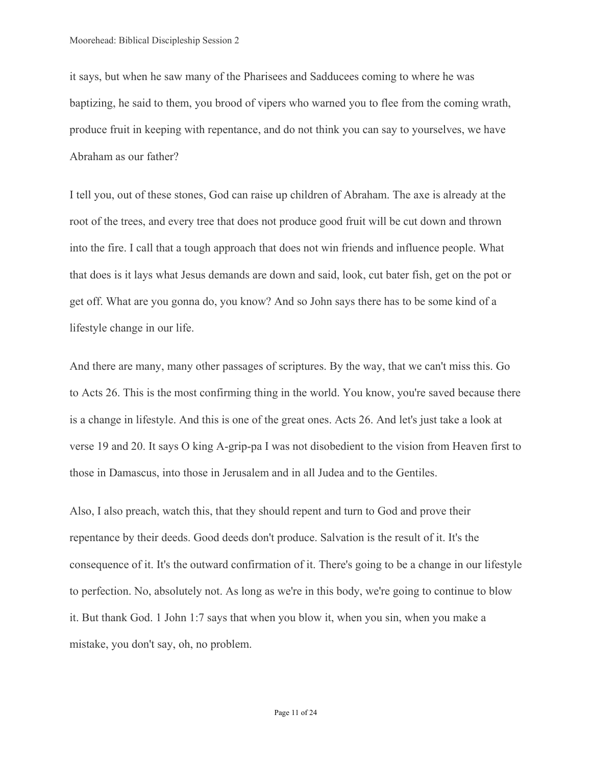it says, but when he saw many of the Pharisees and Sadducees coming to where he was baptizing, he said to them, you brood of vipers who warned you to flee from the coming wrath, produce fruit in keeping with repentance, and do not think you can say to yourselves, we have Abraham as our father?

I tell you, out of these stones, God can raise up children of Abraham. The axe is already at the root of the trees, and every tree that does not produce good fruit will be cut down and thrown into the fire. I call that a tough approach that does not win friends and influence people. What that does is it lays what Jesus demands are down and said, look, cut bater fish, get on the pot or get off. What are you gonna do, you know? And so John says there has to be some kind of a lifestyle change in our life.

And there are many, many other passages of scriptures. By the way, that we can't miss this. Go to Acts 26. This is the most confirming thing in the world. You know, you're saved because there is a change in lifestyle. And this is one of the great ones. Acts 26. And let's just take a look at verse 19 and 20. It says O king A-grip-pa I was not disobedient to the vision from Heaven first to those in Damascus, into those in Jerusalem and in all Judea and to the Gentiles.

Also, I also preach, watch this, that they should repent and turn to God and prove their repentance by their deeds. Good deeds don't produce. Salvation is the result of it. It's the consequence of it. It's the outward confirmation of it. There's going to be a change in our lifestyle to perfection. No, absolutely not. As long as we're in this body, we're going to continue to blow it. But thank God. 1 John 1:7 says that when you blow it, when you sin, when you make a mistake, you don't say, oh, no problem.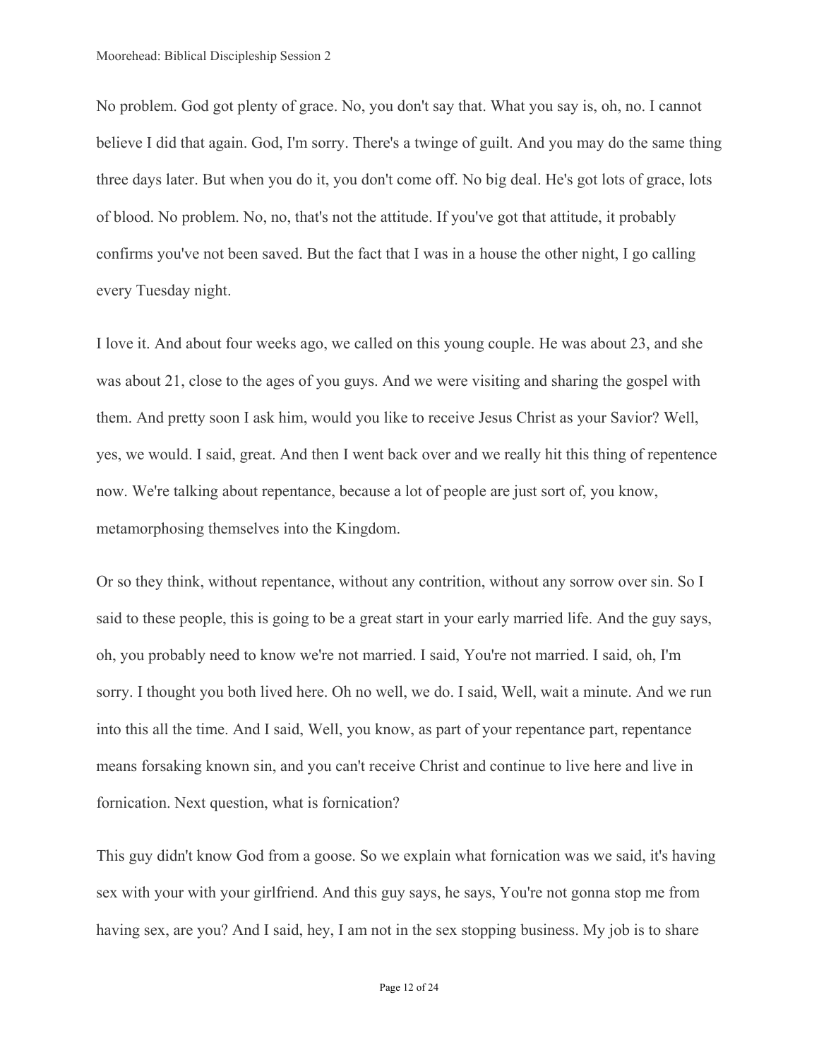No problem. God got plenty of grace. No, you don't say that. What you say is, oh, no. I cannot believe I did that again. God, I'm sorry. There's a twinge of guilt. And you may do the same thing three days later. But when you do it, you don't come off. No big deal. He's got lots of grace, lots of blood. No problem. No, no, that's not the attitude. If you've got that attitude, it probably confirms you've not been saved. But the fact that I was in a house the other night, I go calling every Tuesday night.

I love it. And about four weeks ago, we called on this young couple. He was about 23, and she was about 21, close to the ages of you guys. And we were visiting and sharing the gospel with them. And pretty soon I ask him, would you like to receive Jesus Christ as your Savior? Well, yes, we would. I said, great. And then I went back over and we really hit this thing of repentence now. We're talking about repentance, because a lot of people are just sort of, you know, metamorphosing themselves into the Kingdom.

Or so they think, without repentance, without any contrition, without any sorrow over sin. So I said to these people, this is going to be a great start in your early married life. And the guy says, oh, you probably need to know we're not married. I said, You're not married. I said, oh, I'm sorry. I thought you both lived here. Oh no well, we do. I said, Well, wait a minute. And we run into this all the time. And I said, Well, you know, as part of your repentance part, repentance means forsaking known sin, and you can't receive Christ and continue to live here and live in fornication. Next question, what is fornication?

This guy didn't know God from a goose. So we explain what fornication was we said, it's having sex with your with your girlfriend. And this guy says, he says, You're not gonna stop me from having sex, are you? And I said, hey, I am not in the sex stopping business. My job is to share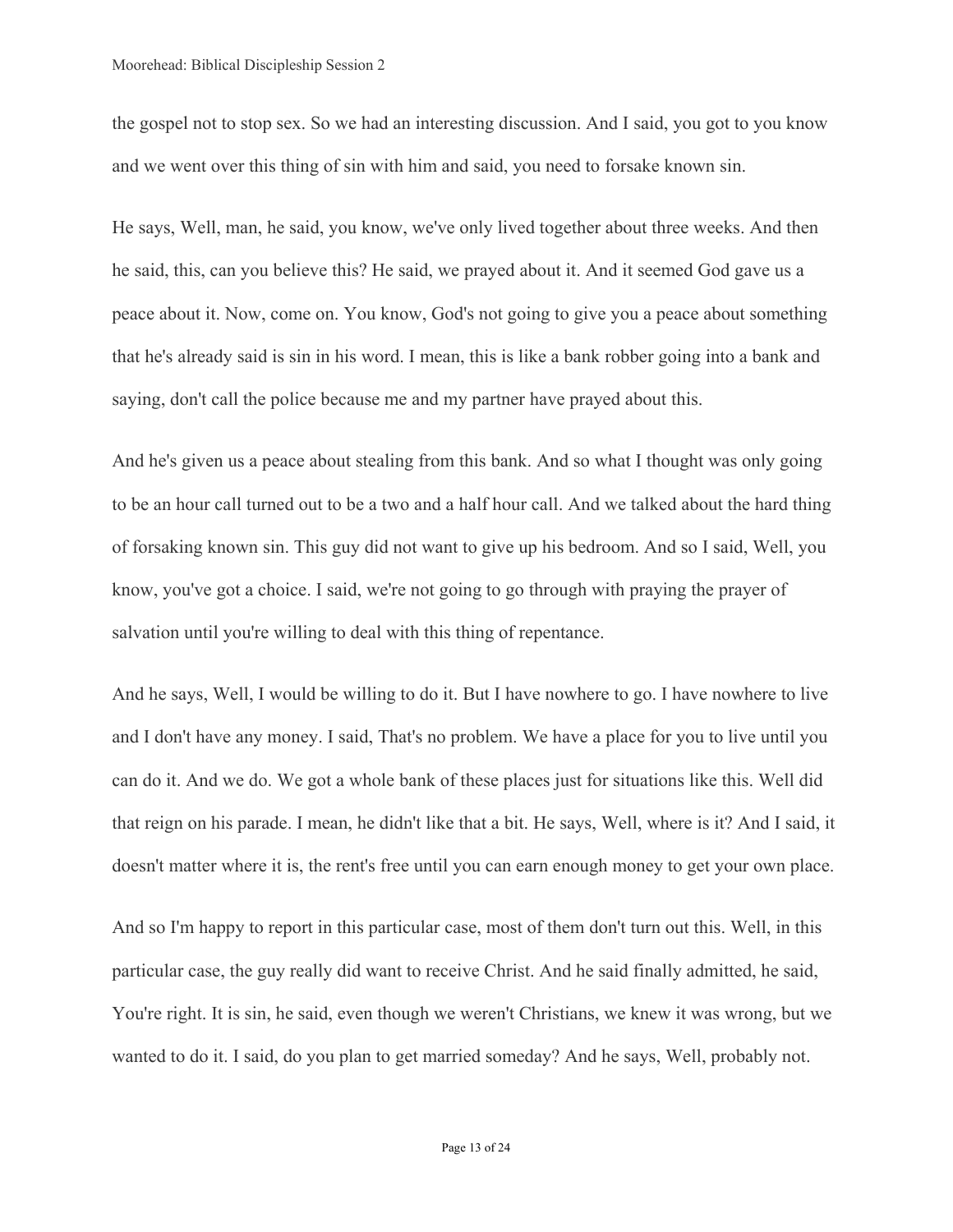the gospel not to stop sex. So we had an interesting discussion. And I said, you got to you know and we went over this thing of sin with him and said, you need to forsake known sin.

He says, Well, man, he said, you know, we've only lived together about three weeks. And then he said, this, can you believe this? He said, we prayed about it. And it seemed God gave us a peace about it. Now, come on. You know, God's not going to give you a peace about something that he's already said is sin in his word. I mean, this is like a bank robber going into a bank and saying, don't call the police because me and my partner have prayed about this.

And he's given us a peace about stealing from this bank. And so what I thought was only going to be an hour call turned out to be a two and a half hour call. And we talked about the hard thing of forsaking known sin. This guy did not want to give up his bedroom. And so I said, Well, you know, you've got a choice. I said, we're not going to go through with praying the prayer of salvation until you're willing to deal with this thing of repentance.

And he says, Well, I would be willing to do it. But I have nowhere to go. I have nowhere to live and I don't have any money. I said, That's no problem. We have a place for you to live until you can do it. And we do. We got a whole bank of these places just for situations like this. Well did that reign on his parade. I mean, he didn't like that a bit. He says, Well, where is it? And I said, it doesn't matter where it is, the rent's free until you can earn enough money to get your own place.

And so I'm happy to report in this particular case, most of them don't turn out this. Well, in this particular case, the guy really did want to receive Christ. And he said finally admitted, he said, You're right. It is sin, he said, even though we weren't Christians, we knew it was wrong, but we wanted to do it. I said, do you plan to get married someday? And he says, Well, probably not.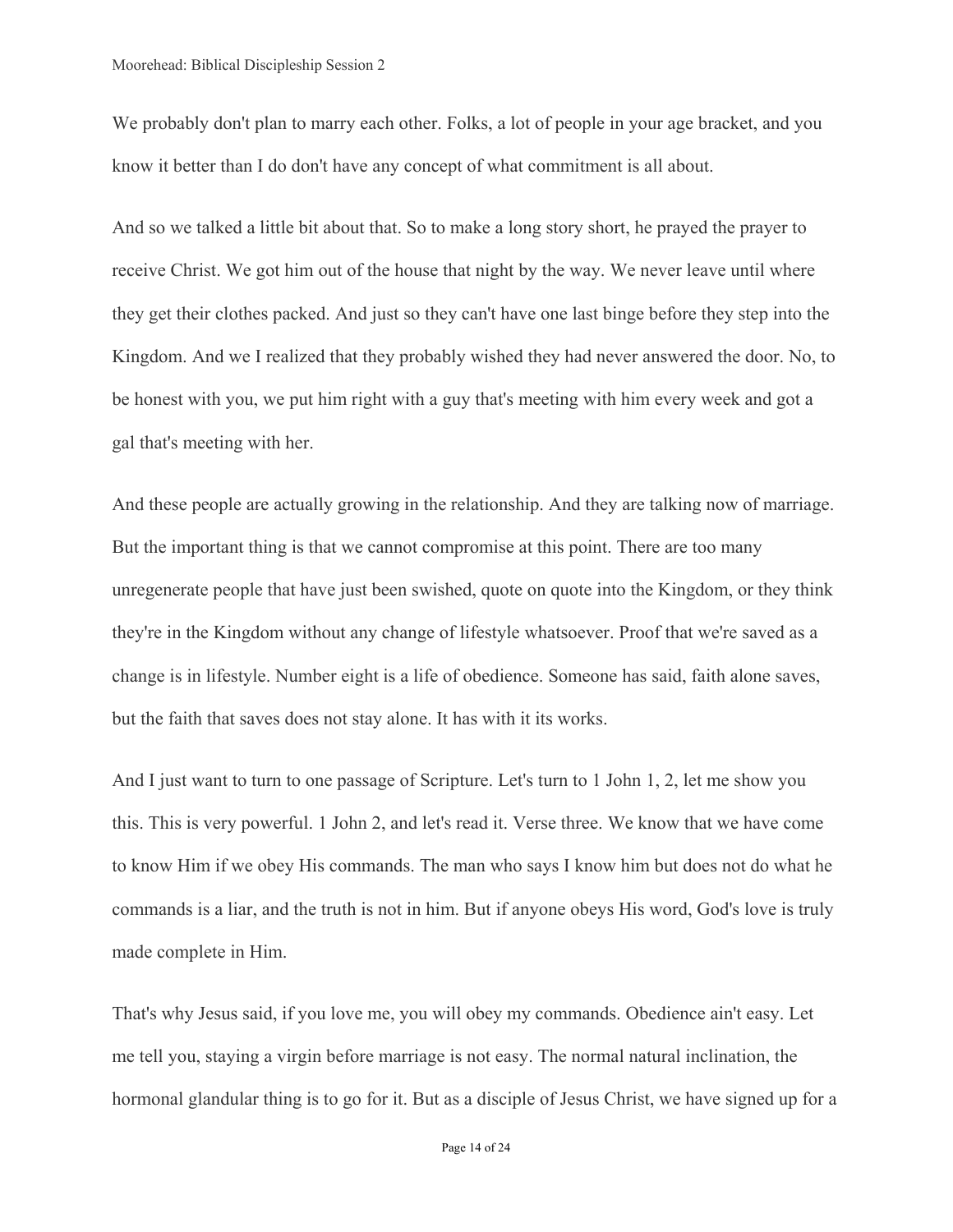We probably don't plan to marry each other. Folks, a lot of people in your age bracket, and you know it better than I do don't have any concept of what commitment is all about.

And so we talked a little bit about that. So to make a long story short, he prayed the prayer to receive Christ. We got him out of the house that night by the way. We never leave until where they get their clothes packed. And just so they can't have one last binge before they step into the Kingdom. And we I realized that they probably wished they had never answered the door. No, to be honest with you, we put him right with a guy that's meeting with him every week and got a gal that's meeting with her.

And these people are actually growing in the relationship. And they are talking now of marriage. But the important thing is that we cannot compromise at this point. There are too many unregenerate people that have just been swished, quote on quote into the Kingdom, or they think they're in the Kingdom without any change of lifestyle whatsoever. Proof that we're saved as a change is in lifestyle. Number eight is a life of obedience. Someone has said, faith alone saves, but the faith that saves does not stay alone. It has with it its works.

And I just want to turn to one passage of Scripture. Let's turn to 1 John 1, 2, let me show you this. This is very powerful. 1 John 2, and let's read it. Verse three. We know that we have come to know Him if we obey His commands. The man who says I know him but does not do what he commands is a liar, and the truth is not in him. But if anyone obeys His word, God's love is truly made complete in Him.

That's why Jesus said, if you love me, you will obey my commands. Obedience ain't easy. Let me tell you, staying a virgin before marriage is not easy. The normal natural inclination, the hormonal glandular thing is to go for it. But as a disciple of Jesus Christ, we have signed up for a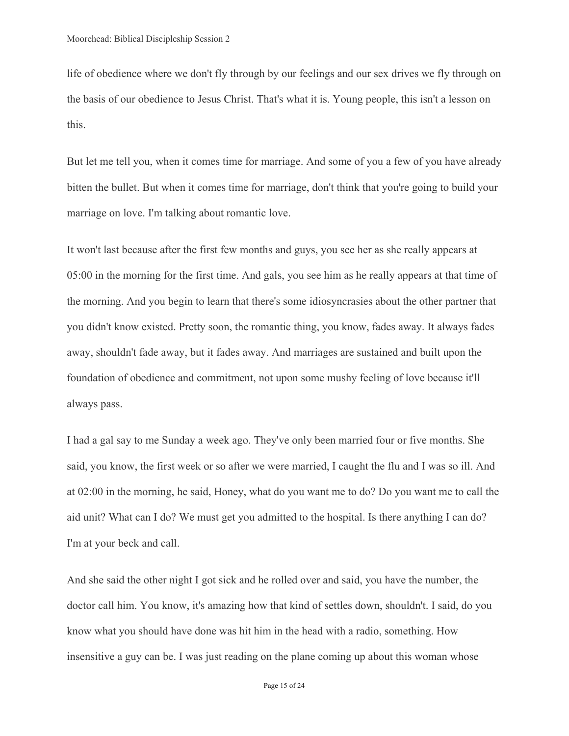life of obedience where we don't fly through by our feelings and our sex drives we fly through on the basis of our obedience to Jesus Christ. That's what it is. Young people, this isn't a lesson on this.

But let me tell you, when it comes time for marriage. And some of you a few of you have already bitten the bullet. But when it comes time for marriage, don't think that you're going to build your marriage on love. I'm talking about romantic love.

It won't last because after the first few months and guys, you see her as she really appears at 05:00 in the morning for the first time. And gals, you see him as he really appears at that time of the morning. And you begin to learn that there's some idiosyncrasies about the other partner that you didn't know existed. Pretty soon, the romantic thing, you know, fades away. It always fades away, shouldn't fade away, but it fades away. And marriages are sustained and built upon the foundation of obedience and commitment, not upon some mushy feeling of love because it'll always pass.

I had a gal say to me Sunday a week ago. They've only been married four or five months. She said, you know, the first week or so after we were married, I caught the flu and I was so ill. And at 02:00 in the morning, he said, Honey, what do you want me to do? Do you want me to call the aid unit? What can I do? We must get you admitted to the hospital. Is there anything I can do? I'm at your beck and call.

And she said the other night I got sick and he rolled over and said, you have the number, the doctor call him. You know, it's amazing how that kind of settles down, shouldn't. I said, do you know what you should have done was hit him in the head with a radio, something. How insensitive a guy can be. I was just reading on the plane coming up about this woman whose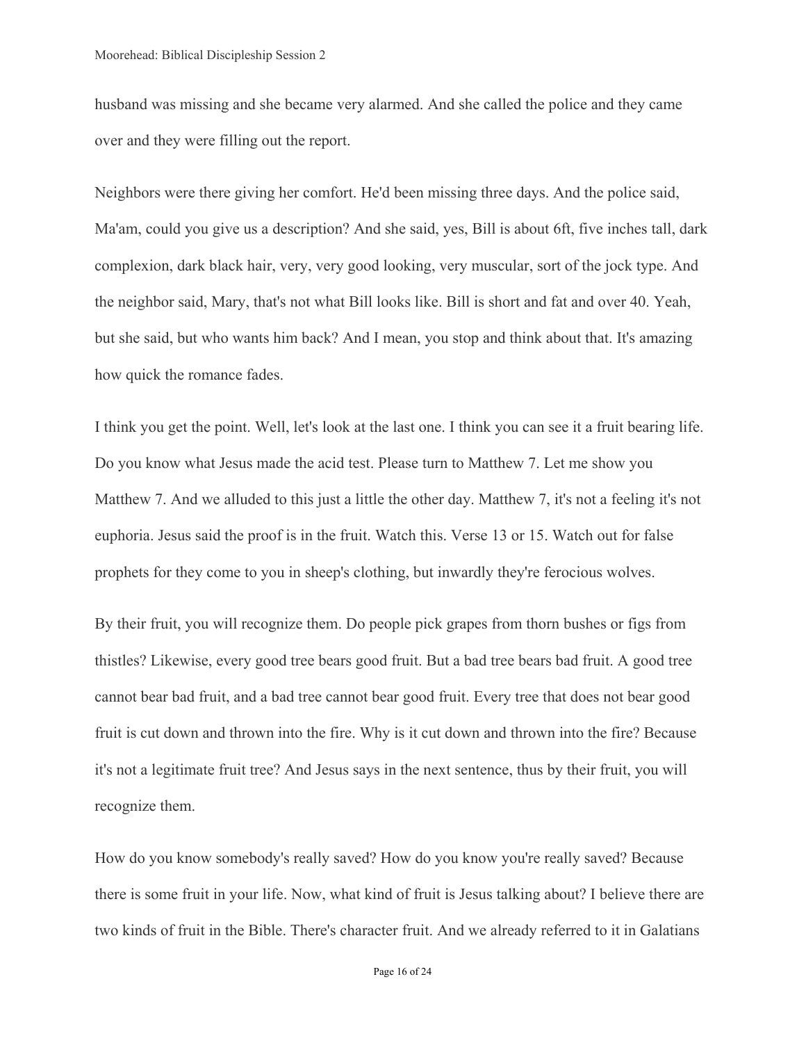husband was missing and she became very alarmed. And she called the police and they came over and they were filling out the report.

Neighbors were there giving her comfort. He'd been missing three days. And the police said, Ma'am, could you give us a description? And she said, yes, Bill is about 6ft, five inches tall, dark complexion, dark black hair, very, very good looking, very muscular, sort of the jock type. And the neighbor said, Mary, that's not what Bill looks like. Bill is short and fat and over 40. Yeah, but she said, but who wants him back? And I mean, you stop and think about that. It's amazing how quick the romance fades.

I think you get the point. Well, let's look at the last one. I think you can see it a fruit bearing life. Do you know what Jesus made the acid test. Please turn to Matthew 7. Let me show you Matthew 7. And we alluded to this just a little the other day. Matthew 7, it's not a feeling it's not euphoria. Jesus said the proof is in the fruit. Watch this. Verse 13 or 15. Watch out for false prophets for they come to you in sheep's clothing, but inwardly they're ferocious wolves.

By their fruit, you will recognize them. Do people pick grapes from thorn bushes or figs from thistles? Likewise, every good tree bears good fruit. But a bad tree bears bad fruit. A good tree cannot bear bad fruit, and a bad tree cannot bear good fruit. Every tree that does not bear good fruit is cut down and thrown into the fire. Why is it cut down and thrown into the fire? Because it's not a legitimate fruit tree? And Jesus says in the next sentence, thus by their fruit, you will recognize them.

How do you know somebody's really saved? How do you know you're really saved? Because there is some fruit in your life. Now, what kind of fruit is Jesus talking about? I believe there are two kinds of fruit in the Bible. There's character fruit. And we already referred to it in Galatians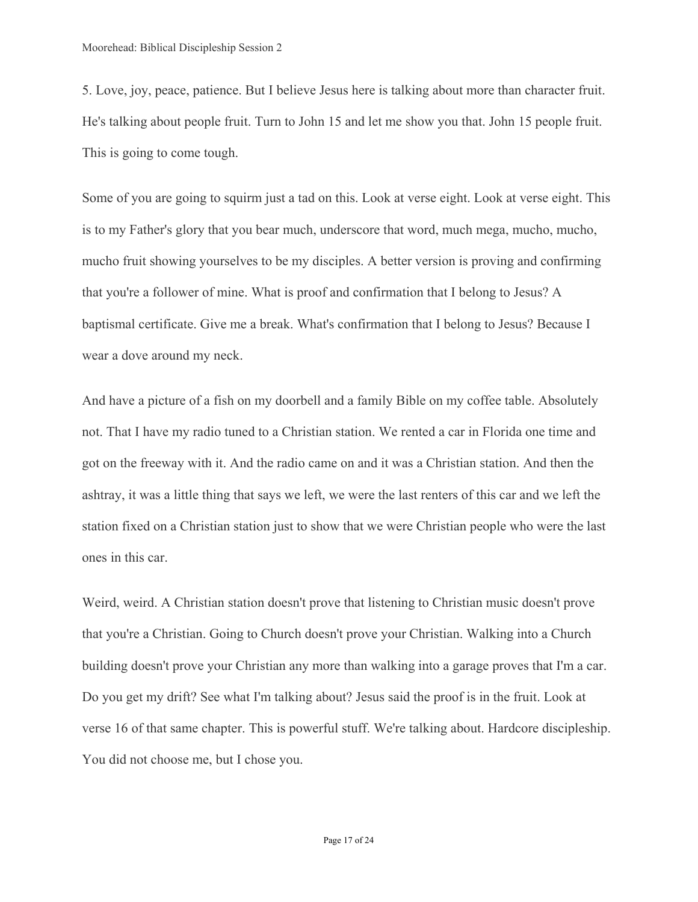5. Love, joy, peace, patience. But I believe Jesus here is talking about more than character fruit. He's talking about people fruit. Turn to John 15 and let me show you that. John 15 people fruit. This is going to come tough.

Some of you are going to squirm just a tad on this. Look at verse eight. Look at verse eight. This is to my Father's glory that you bear much, underscore that word, much mega, mucho, mucho, mucho fruit showing yourselves to be my disciples. A better version is proving and confirming that you're a follower of mine. What is proof and confirmation that I belong to Jesus? A baptismal certificate. Give me a break. What's confirmation that I belong to Jesus? Because I wear a dove around my neck.

And have a picture of a fish on my doorbell and a family Bible on my coffee table. Absolutely not. That I have my radio tuned to a Christian station. We rented a car in Florida one time and got on the freeway with it. And the radio came on and it was a Christian station. And then the ashtray, it was a little thing that says we left, we were the last renters of this car and we left the station fixed on a Christian station just to show that we were Christian people who were the last ones in this car.

Weird, weird. A Christian station doesn't prove that listening to Christian music doesn't prove that you're a Christian. Going to Church doesn't prove your Christian. Walking into a Church building doesn't prove your Christian any more than walking into a garage proves that I'm a car. Do you get my drift? See what I'm talking about? Jesus said the proof is in the fruit. Look at verse 16 of that same chapter. This is powerful stuff. We're talking about. Hardcore discipleship. You did not choose me, but I chose you.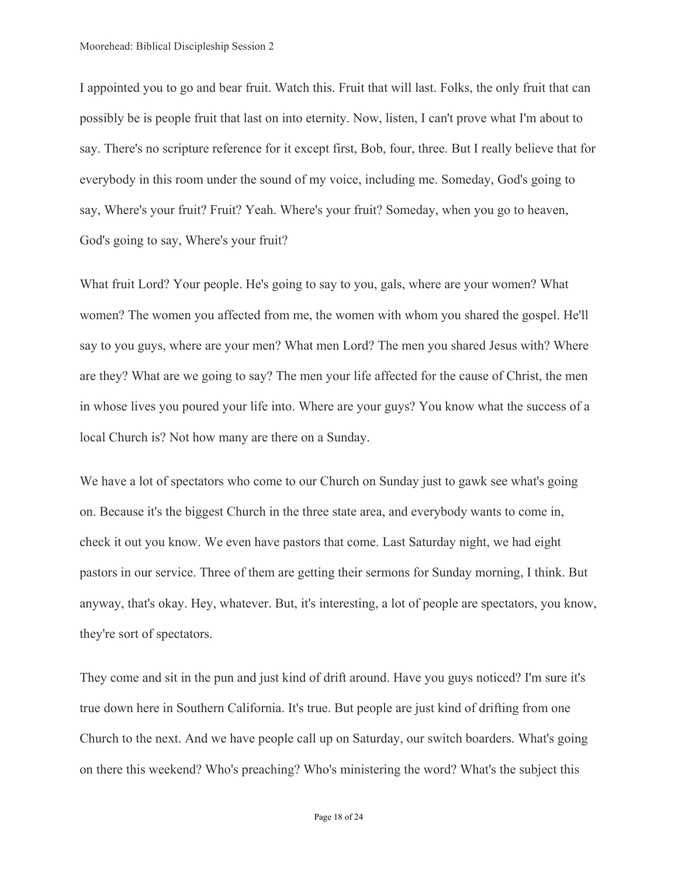I appointed you to go and bear fruit. Watch this. Fruit that will last. Folks, the only fruit that can possibly be is people fruit that last on into eternity. Now, listen, I can't prove what I'm about to say. There's no scripture reference for it except first, Bob, four, three. But I really believe that for everybody in this room under the sound of my voice, including me. Someday, God's going to say, Where's your fruit? Fruit? Yeah. Where's your fruit? Someday, when you go to heaven, God's going to say, Where's your fruit?

What fruit Lord? Your people. He's going to say to you, gals, where are your women? What women? The women you affected from me, the women with whom you shared the gospel. He'll say to you guys, where are your men? What men Lord? The men you shared Jesus with? Where are they? What are we going to say? The men your life affected for the cause of Christ, the men in whose lives you poured your life into. Where are your guys? You know what the success of a local Church is? Not how many are there on a Sunday.

We have a lot of spectators who come to our Church on Sunday just to gawk see what's going on. Because it's the biggest Church in the three state area, and everybody wants to come in, check it out you know. We even have pastors that come. Last Saturday night, we had eight pastors in our service. Three of them are getting their sermons for Sunday morning, I think. But anyway, that's okay. Hey, whatever. But, it's interesting, a lot of people are spectators, you know, they're sort of spectators.

They come and sit in the pun and just kind of drift around. Have you guys noticed? I'm sure it's true down here in Southern California. It's true. But people are just kind of drifting from one Church to the next. And we have people call up on Saturday, our switch boarders. What's going on there this weekend? Who's preaching? Who's ministering the word? What's the subject this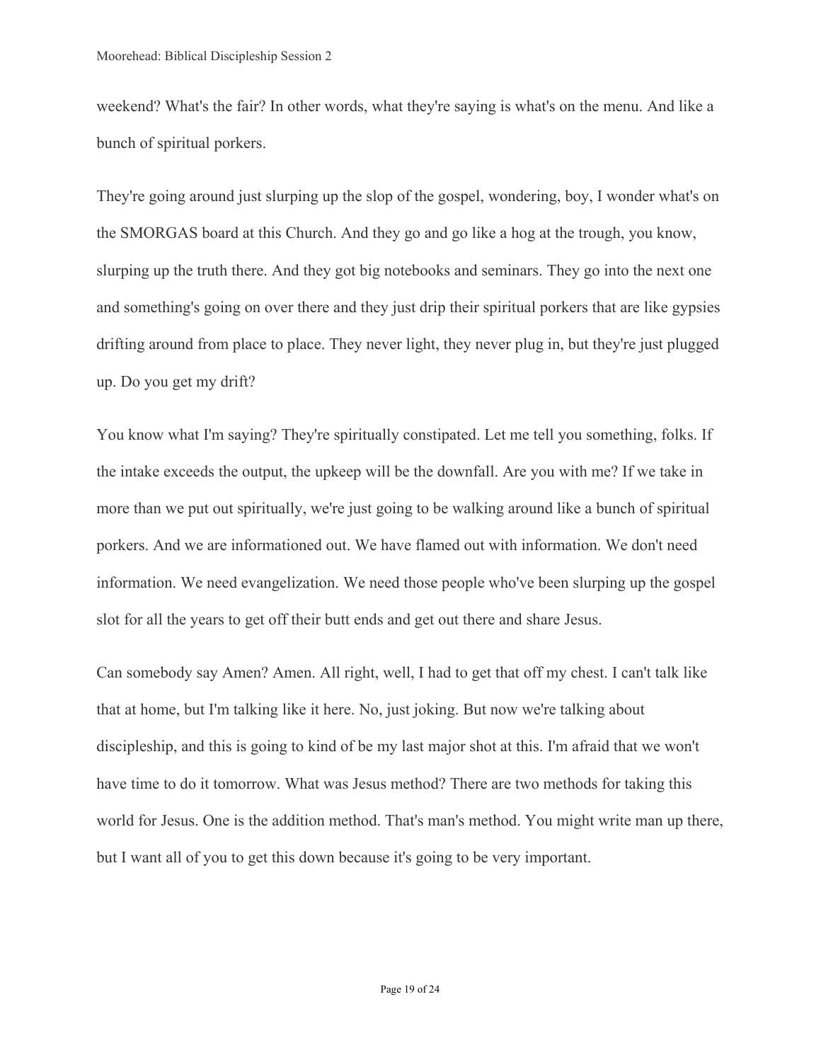weekend? What's the fair? In other words, what they're saying is what's on the menu. And like a bunch of spiritual porkers.

They're going around just slurping up the slop of the gospel, wondering, boy, I wonder what's on the SMORGAS board at this Church. And they go and go like a hog at the trough, you know, slurping up the truth there. And they got big notebooks and seminars. They go into the next one and something's going on over there and they just drip their spiritual porkers that are like gypsies drifting around from place to place. They never light, they never plug in, but they're just plugged up. Do you get my drift?

You know what I'm saying? They're spiritually constipated. Let me tell you something, folks. If the intake exceeds the output, the upkeep will be the downfall. Are you with me? If we take in more than we put out spiritually, we're just going to be walking around like a bunch of spiritual porkers. And we are informationed out. We have flamed out with information. We don't need information. We need evangelization. We need those people who've been slurping up the gospel slot for all the years to get off their butt ends and get out there and share Jesus.

Can somebody say Amen? Amen. All right, well, I had to get that off my chest. I can't talk like that at home, but I'm talking like it here. No, just joking. But now we're talking about discipleship, and this is going to kind of be my last major shot at this. I'm afraid that we won't have time to do it tomorrow. What was Jesus method? There are two methods for taking this world for Jesus. One is the addition method. That's man's method. You might write man up there, but I want all of you to get this down because it's going to be very important.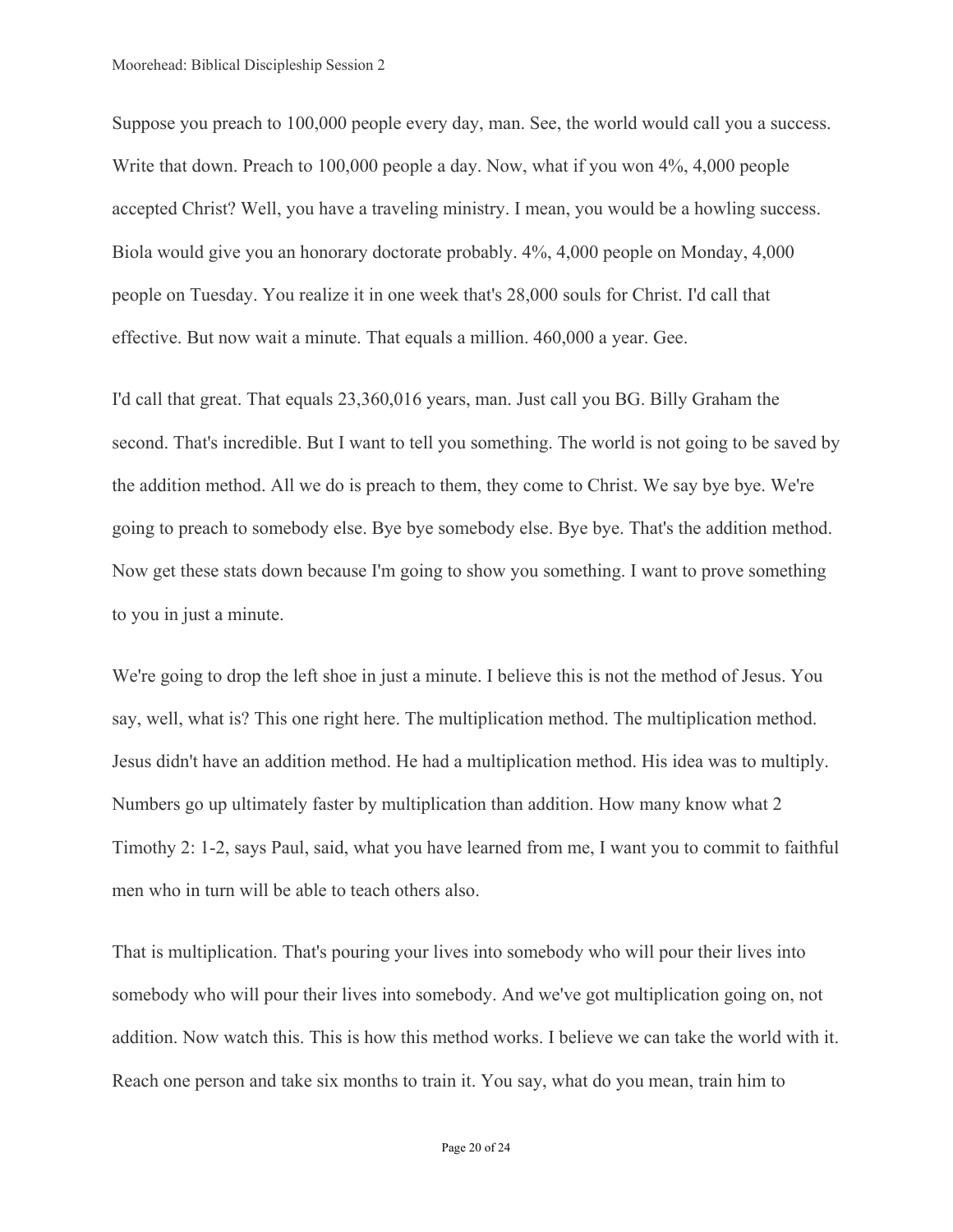Suppose you preach to 100,000 people every day, man. See, the world would call you a success. Write that down. Preach to 100,000 people a day. Now, what if you won 4%, 4,000 people accepted Christ? Well, you have a traveling ministry. I mean, you would be a howling success. Biola would give you an honorary doctorate probably. 4%, 4,000 people on Monday, 4,000 people on Tuesday. You realize it in one week that's 28,000 souls for Christ. I'd call that effective. But now wait a minute. That equals a million. 460,000 a year. Gee.

I'd call that great. That equals 23,360,016 years, man. Just call you BG. Billy Graham the second. That's incredible. But I want to tell you something. The world is not going to be saved by the addition method. All we do is preach to them, they come to Christ. We say bye bye. We're going to preach to somebody else. Bye bye somebody else. Bye bye. That's the addition method. Now get these stats down because I'm going to show you something. I want to prove something to you in just a minute.

We're going to drop the left shoe in just a minute. I believe this is not the method of Jesus. You say, well, what is? This one right here. The multiplication method. The multiplication method. Jesus didn't have an addition method. He had a multiplication method. His idea was to multiply. Numbers go up ultimately faster by multiplication than addition. How many know what 2 Timothy 2: 1-2, says Paul, said, what you have learned from me, I want you to commit to faithful men who in turn will be able to teach others also.

That is multiplication. That's pouring your lives into somebody who will pour their lives into somebody who will pour their lives into somebody. And we've got multiplication going on, not addition. Now watch this. This is how this method works. I believe we can take the world with it. Reach one person and take six months to train it. You say, what do you mean, train him to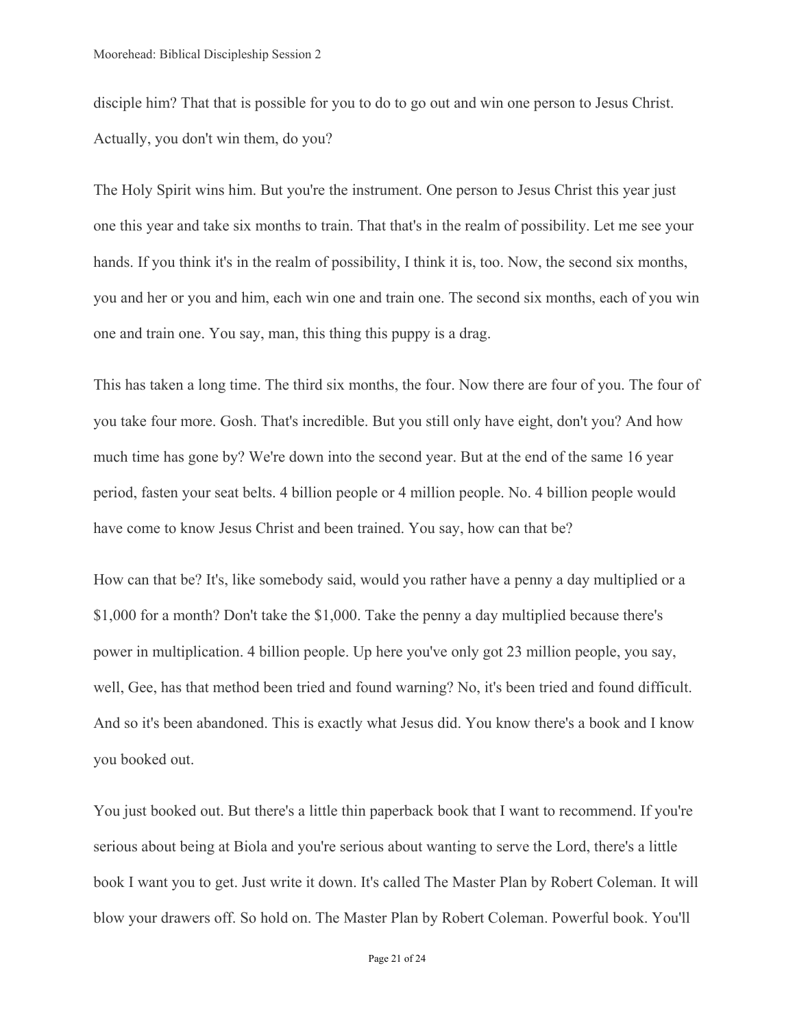disciple him? That that is possible for you to do to go out and win one person to Jesus Christ. Actually, you don't win them, do you?

The Holy Spirit wins him. But you're the instrument. One person to Jesus Christ this year just one this year and take six months to train. That that's in the realm of possibility. Let me see your hands. If you think it's in the realm of possibility, I think it is, too. Now, the second six months, you and her or you and him, each win one and train one. The second six months, each of you win one and train one. You say, man, this thing this puppy is a drag.

This has taken a long time. The third six months, the four. Now there are four of you. The four of you take four more. Gosh. That's incredible. But you still only have eight, don't you? And how much time has gone by? We're down into the second year. But at the end of the same 16 year period, fasten your seat belts. 4 billion people or 4 million people. No. 4 billion people would have come to know Jesus Christ and been trained. You say, how can that be?

How can that be? It's, like somebody said, would you rather have a penny a day multiplied or a $1,000 for a month? Don't take the $1,000. Take the penny a day multiplied because there's power in multiplication. 4 billion people. Up here you've only got 23 million people, you say, well, Gee, has that method been tried and found warning? No, it's been tried and found difficult. And so it's been abandoned. This is exactly what Jesus did. You know there's a book and I know you booked out.

You just booked out. But there's a little thin paperback book that I want to recommend. If you're serious about being at Biola and you're serious about wanting to serve the Lord, there's a little book I want you to get. Just write it down. It's called The Master Plan by Robert Coleman. It will blow your drawers off. So hold on. The Master Plan by Robert Coleman. Powerful book. You'll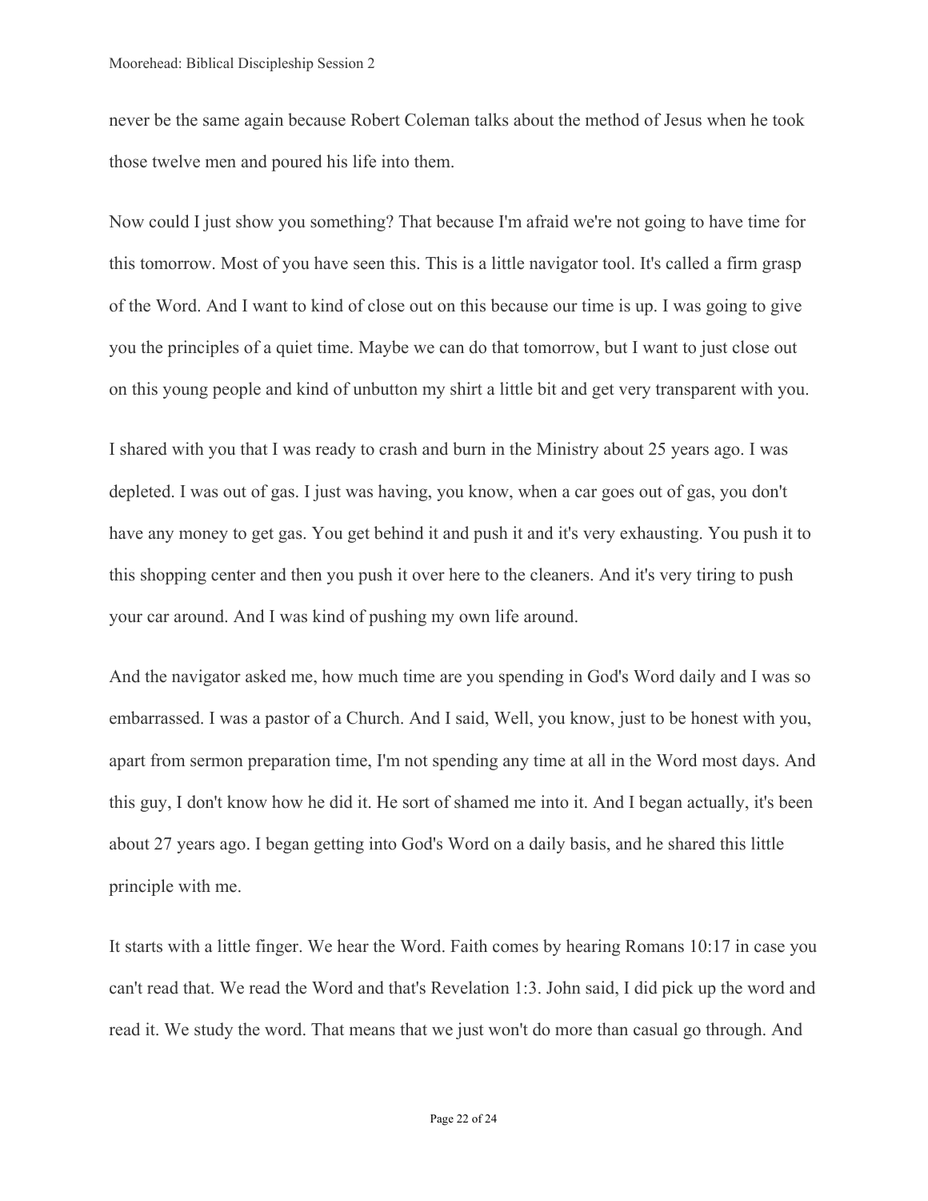never be the same again because Robert Coleman talks about the method of Jesus when he took those twelve men and poured his life into them.

Now could I just show you something? That because I'm afraid we're not going to have time for this tomorrow. Most of you have seen this. This is a little navigator tool. It's called a firm grasp of the Word. And I want to kind of close out on this because our time is up. I was going to give you the principles of a quiet time. Maybe we can do that tomorrow, but I want to just close out on this young people and kind of unbutton my shirt a little bit and get very transparent with you.

I shared with you that I was ready to crash and burn in the Ministry about 25 years ago. I was depleted. I was out of gas. I just was having, you know, when a car goes out of gas, you don't have any money to get gas. You get behind it and push it and it's very exhausting. You push it to this shopping center and then you push it over here to the cleaners. And it's very tiring to push your car around. And I was kind of pushing my own life around.

And the navigator asked me, how much time are you spending in God's Word daily and I was so embarrassed. I was a pastor of a Church. And I said, Well, you know, just to be honest with you, apart from sermon preparation time, I'm not spending any time at all in the Word most days. And this guy, I don't know how he did it. He sort of shamed me into it. And I began actually, it's been about 27 years ago. I began getting into God's Word on a daily basis, and he shared this little principle with me.

It starts with a little finger. We hear the Word. Faith comes by hearing Romans 10:17 in case you can't read that. We read the Word and that's Revelation 1:3. John said, I did pick up the word and read it. We study the word. That means that we just won't do more than casual go through. And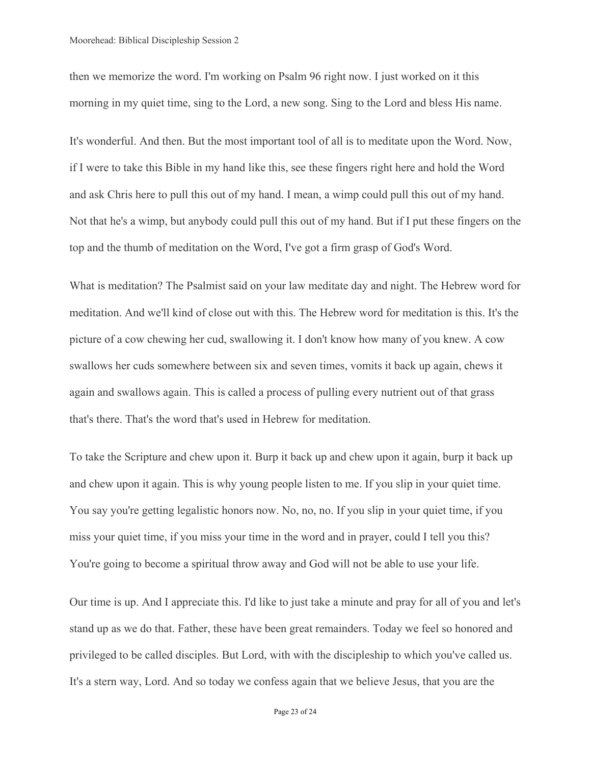then we memorize the word. I'm working on Psalm 96 right now. I just worked on it this morning in my quiet time, sing to the Lord, a new song. Sing to the Lord and bless His name.

It's wonderful. And then. But the most important tool of all is to meditate upon the Word. Now, if I were to take this Bible in my hand like this, see these fingers right here and hold the Word and ask Chris here to pull this out of my hand. I mean, a wimp could pull this out of my hand. Not that he's a wimp, but anybody could pull this out of my hand. But if I put these fingers on the top and the thumb of meditation on the Word, I've got a firm grasp of God's Word.

What is meditation? The Psalmist said on your law meditate day and night. The Hebrew word for meditation. And we'll kind of close out with this. The Hebrew word for meditation is this. It's the picture of a cow chewing her cud, swallowing it. I don't know how many of you knew. A cow swallows her cuds somewhere between six and seven times, vomits it back up again, chews it again and swallows again. This is called a process of pulling every nutrient out of that grass that's there. That's the word that's used in Hebrew for meditation.

To take the Scripture and chew upon it. Burp it back up and chew upon it again, burp it back up and chew upon it again. This is why young people listen to me. If you slip in your quiet time. You say you're getting legalistic honors now. No, no, no. If you slip in your quiet time, if you miss your quiet time, if you miss your time in the word and in prayer, could I tell you this? You're going to become a spiritual throw away and God will not be able to use your life.

Our time is up. And I appreciate this. I'd like to just take a minute and pray for all of you and let's stand up as we do that. Father, these have been great remainders. Today we feel so honored and privileged to be called disciples. But Lord, with with the discipleship to which you've called us. It's a stern way, Lord. And so today we confess again that we believe Jesus, that you are the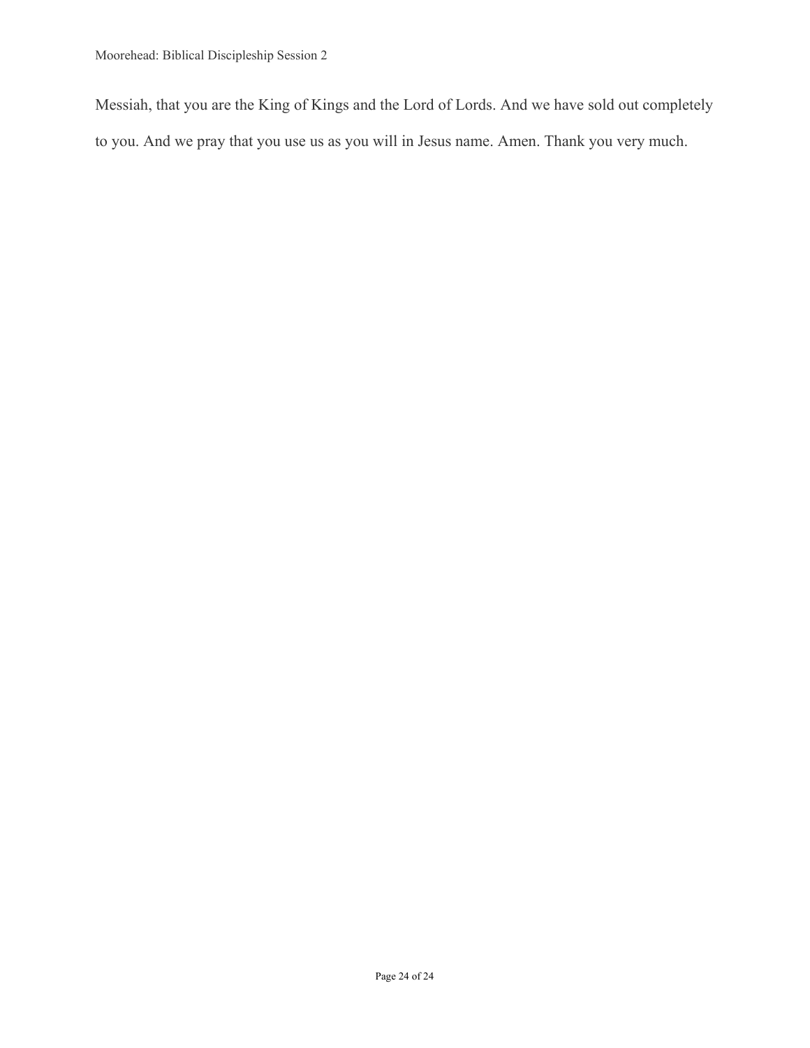Messiah, that you are the King of Kings and the Lord of Lords. And we have sold out completely to you. And we pray that you use us as you will in Jesus name. Amen. Thank you very much.